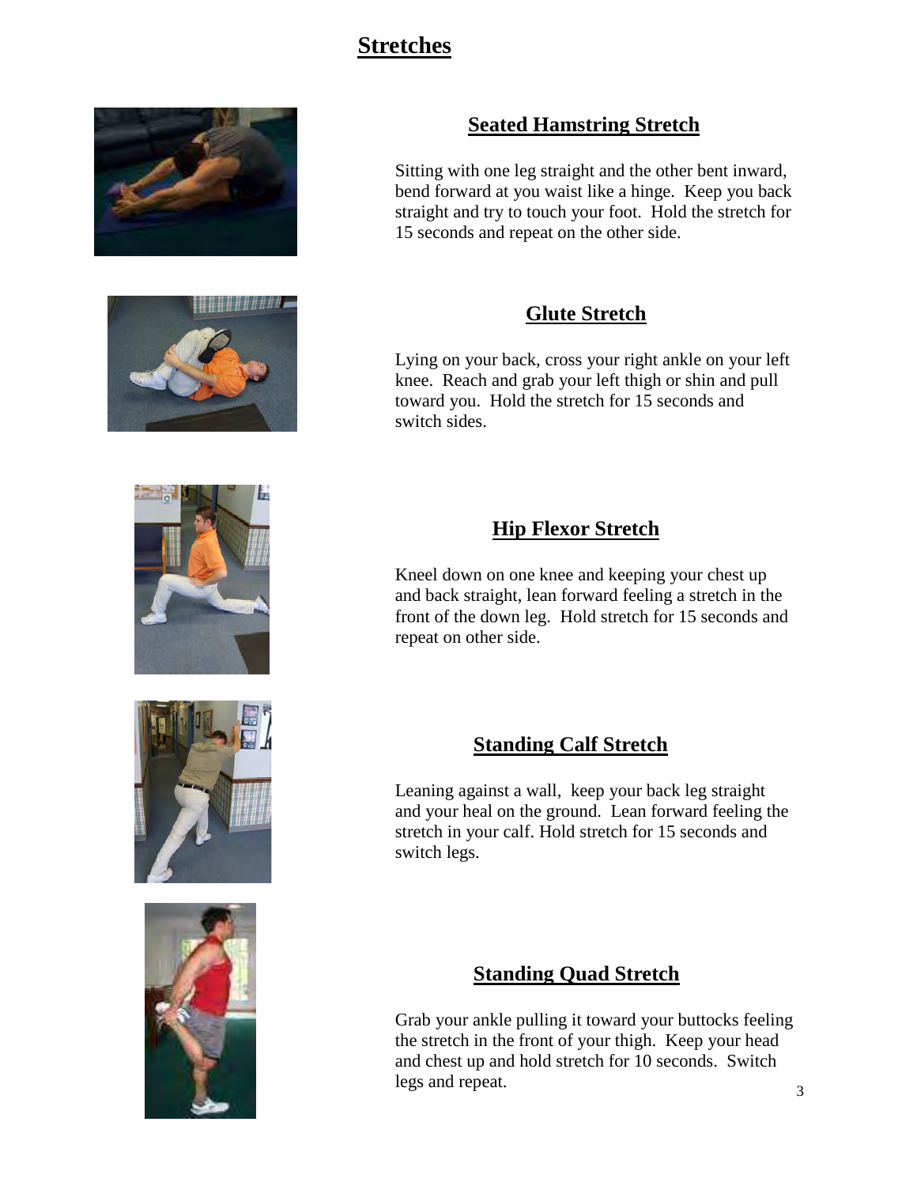# Stretches

## Seated Hamstring Stretch

Sitting with one leg straight and the other bent inward, bend forward at you waist like a hinge. Keep you back straight and try to touch your foot. Hold the stretch for 15 seconds and repeat on the other side.

## Glute Stretch

Lying on your back, cross your right ankle on your left knee. Reach and grab your left thigh or shin and pull toward you. Hold the stretch for 15 seconds and switch sides.

## Hip Flexor Stretch

Kneel down on one knee and keeping your chest up and back straight, lean forward feeling a stretch in the front of the down leg. Hold stretch for 15 seconds and repeat on other side.

## Standing Calf Stretch

Leaning against a wall, keep your back leg straight and your heal on the ground. Lean forward feeling the stretch in your calf. Hold stretch for 15 seconds and switch legs.

## Standing Quad Stretch

Grab your ankle pulling it toward your buttocks feeling the stretch in the front of your thigh. Keep your head and chest up and hold stretch for 10 seconds. Switch legs and repeat.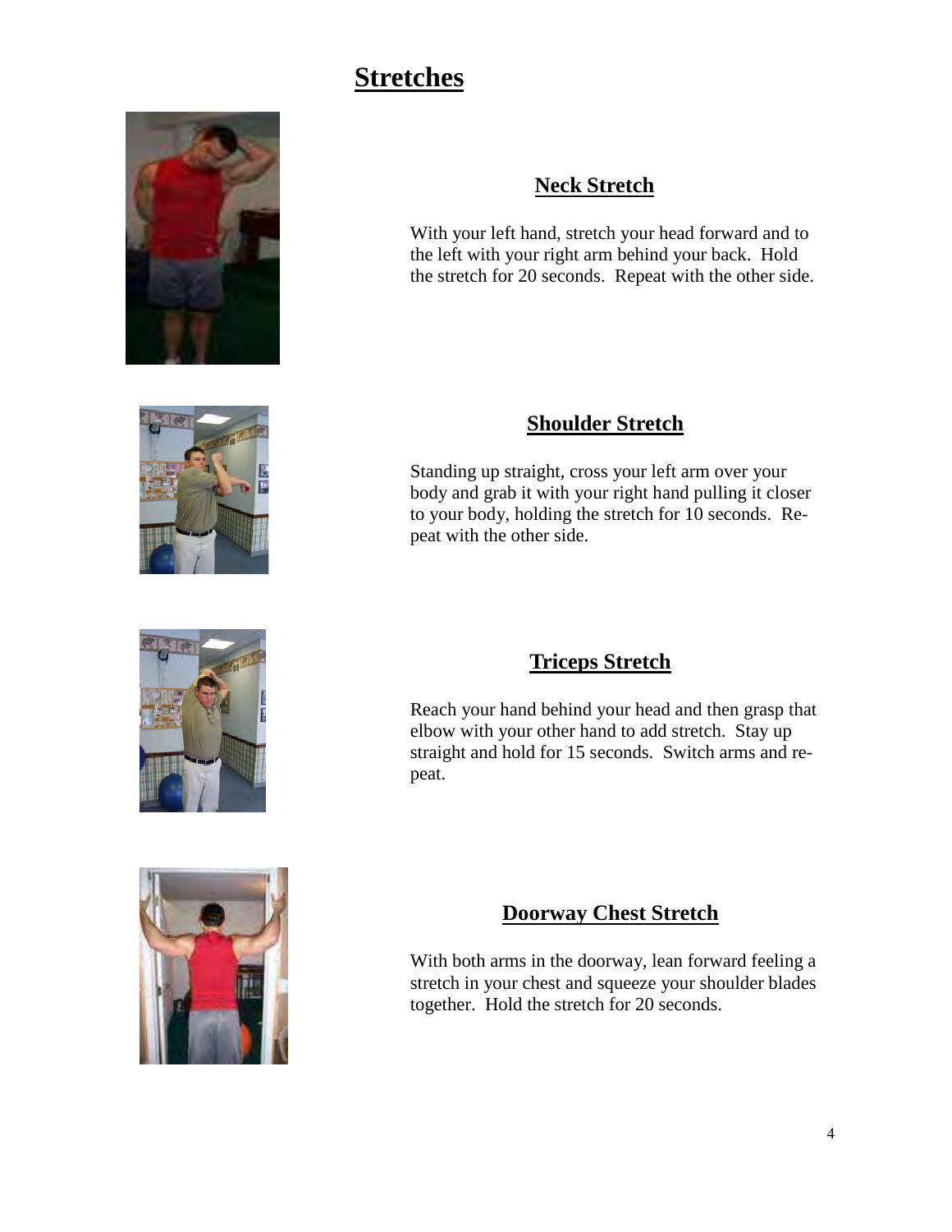# Stretches

## Neck Stretch

With your left hand, stretch your head forward and to the left with your right arm behind your back. Hold the stretch for 20 seconds. Repeat with the other side.

## Shoulder Stretch

Standing up straight, cross your left arm over your body and grab it with your right hand pulling it closer to your body, holding the stretch for 10 seconds. Repeat with the other side.

## Triceps Stretch

Reach your hand behind your head and then grasp that elbow with your other hand to add stretch. Stay up straight and hold for 15 seconds. Switch arms and repeat.

## Doorway Chest Stretch

With both arms in the doorway, lean forward feeling a stretch in your chest and squeeze your shoulder blades together. Hold the stretch for 20 seconds.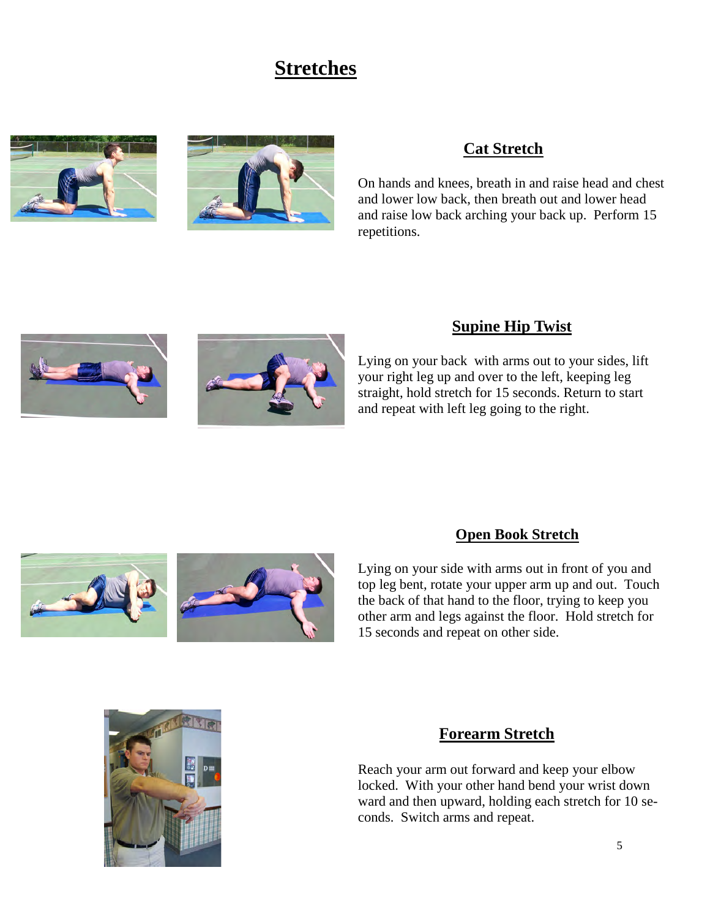# Stretches

## Cat Stretch

On hands and knees, breath in and raise head and chest and lower low back, then breath out and lower head and raise low back arching your back up. Perform 15 repetitions.

## Supine Hip Twist

Lying on your back with arms out to your sides, lift your right leg up and over to the left, keeping leg straight, hold stretch for 15 seconds. Return to start and repeat with left leg going to the right.

## Open Book Stretch

Lying on your side with arms out in front of you and top leg bent, rotate your upper arm up and out. Touch the back of that hand to the floor, trying to keep you other arm and legs against the floor. Hold stretch for 15 seconds and repeat on other side.

## Forearm Stretch

Reach your arm out forward and keep your elbow locked. With your other hand bend your wrist down ward and then upward, holding each stretch for 10 seconds. Switch arms and repeat.